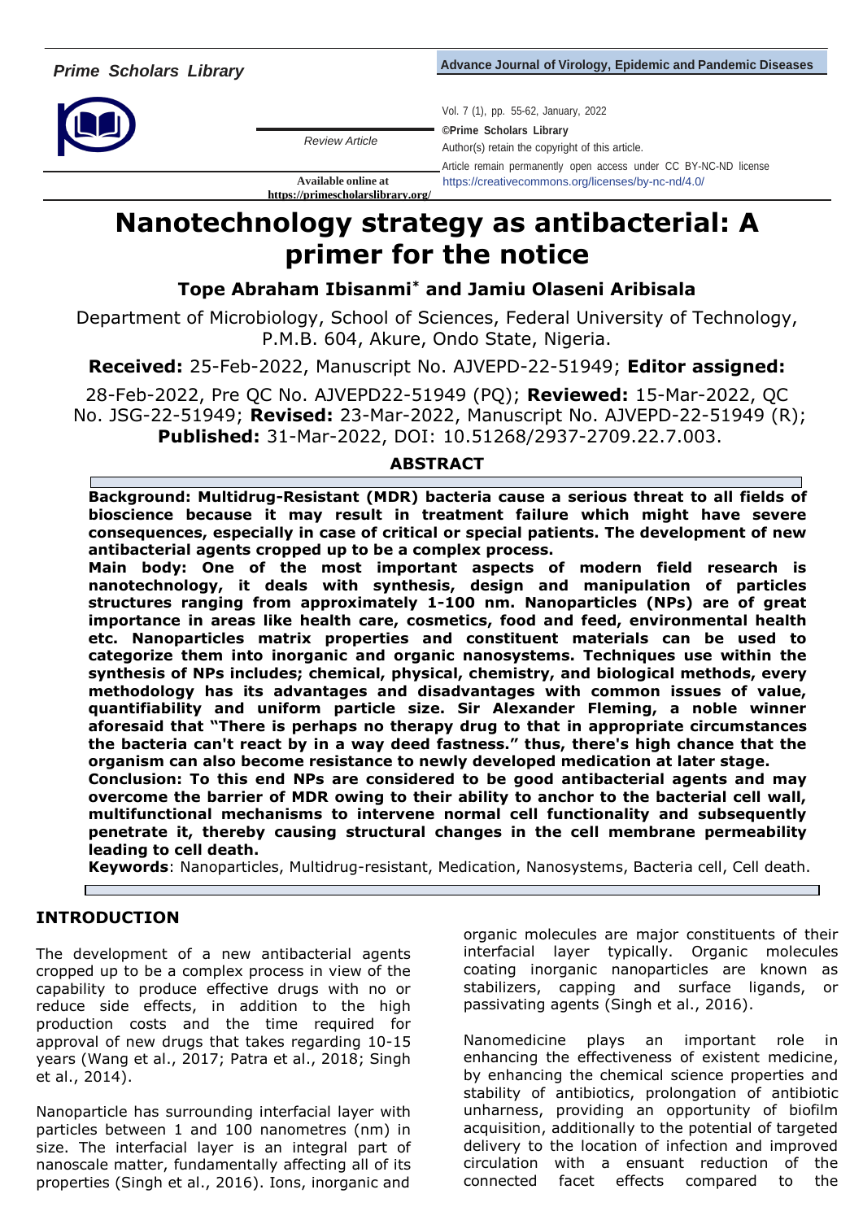# Nanotechnology strategy as antibacterial: A primer for the notice

**Tope Abraham Ibisanmi\* and Jamiu Olaseni Aribisala**

Department of Microbiology, School of Sciences, Federal University of Technology, P.M.B. 604, Akure, Ondo State, Nigeria.

*Review Article*

Available online at https://primescholarslibrary.org/

©Prime Scholars Library

Author(s) retain the copyright of this article.

Article remain permanently open access under CC BY-NC-ND license https://creativecommons.org/licenses/by-nc-nd/4.0/

**Received:** 25-Feb-2022, Manuscript No. AJVEPD-22-51949; **Editor assigned:** 28-Feb-2022, Pre QC No. AJVEPD22-51949 (PQ); **Reviewed:** 15-Mar-2022, QC No. JSG-22-51949; **Revised:** 23-Mar-2022, Manuscript No. AJVEPD-22-51949 (R); **Published:** 31-Mar-2022, DOI: 10.51268/2937-2709.22.7.003.

## ABSTRACT

**Background: Multidrug-Resistant (MDR) bacteria cause a serious threat to all fields of bioscience because it may result in treatment failure which might have severe consequences, especially in case of critical or special patients. The development of new antibacterial agents cropped up to be a complex process.**

**Main body: One of the most important aspects of modern field research is nanotechnology, it deals with synthesis, design and manipulation of particles structures ranging from approximately 1-100 nm. Nanoparticles (NPs) are of great importance in areas like health care, cosmetics, food and feed, environmental health etc. Nanoparticles matrix properties and constituent materials can be used to categorize them into inorganic and organic nanosystems. Techniques use within the synthesis of NPs includes; chemical, physical, chemistry, and biological methods, every methodology has its advantages and disadvantages with common issues of value, quantifiability and uniform particle size. Sir Alexander Fleming, a noble winner aforesaid that "There is perhaps no therapy drug to that in appropriate circumstances the bacteria can't react by in a way deed fastness." thus, there's high chance that the organism can also become resistance to newly developed medication at later stage.**

**Conclusion: To this end NPs are considered to be good antibacterial agents and may overcome the barrier of MDR owing to their ability to anchor to the bacterial cell wall, multifunctional mechanisms to intervene normal cell functionality and subsequently penetrate it, thereby causing structural changes in the cell membrane permeability leading to cell death.**

**Keywords**: Nanoparticles, Multidrug-resistant, Medication, Nanosystems, Bacteria cell, Cell death.

## INTRODUCTION

The development of a new antibacterial agents cropped up to be a complex process in view of the capability to produce effective drugs with no or reduce side effects, in addition to the high production costs and the time required for approval of new drugs that takes regarding 10-15 years (Wang et al., 2017; Patra et al., 2018; Singh et al., 2014).

Nanoparticle has surrounding interfacial layer with particles between 1 and 100 nanometres (nm) in size. The interfacial layer is an integral part of nanoscale matter, fundamentally affecting all of its properties (Singh et al., 2016). Ions, inorganic and organic molecules are major constituents of their interfacial layer typically. Organic molecules coating inorganic nanoparticles are known as stabilizers, capping and surface ligands, or passivating agents (Singh et al., 2016).

Nanomedicine plays an important role in enhancing the effectiveness of existent medicine, by enhancing the chemical science properties and stability of antibiotics, prolongation of antibiotic unharness, providing an opportunity of biofilm acquisition, additionally to the potential of targeted delivery to the location of infection and improved circulation with a ensuant reduction of the connected facet effects compared to the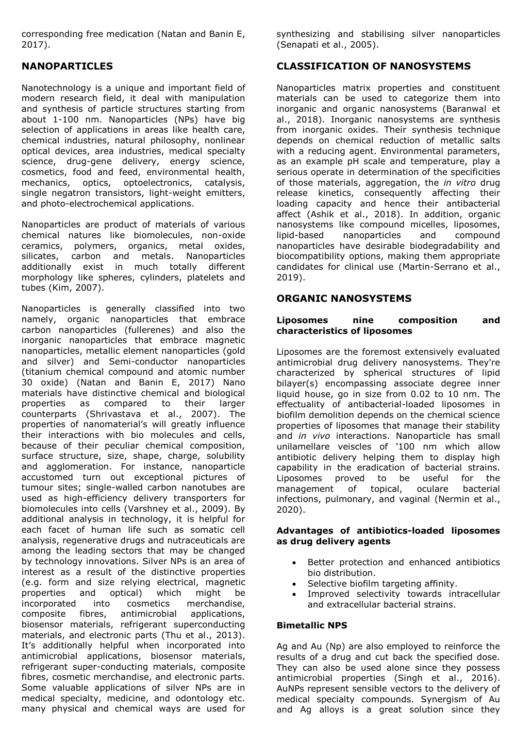corresponding free medication (Natan and Banin E, 2017).

## NANOPARTICLES

Nanotechnology is a unique and important field of modern research field, it deal with manipulation and synthesis of particle structures starting from about 1-100 nm. Nanoparticles (NPs) have big selection of applications in areas like health care, chemical industries, natural philosophy, nonlinear optical devices, area industries, medical specialty science, drug-gene delivery, energy science, cosmetics, food and feed, environmental health, mechanics, optics, optoelectronics, catalysis, single negatron transistors, light-weight emitters, and photo-electrochemical applications.

Nanoparticles are product of materials of various chemical natures like biomolecules, non-oxide ceramics, polymers, organics, metal oxides, silicates, carbon and metals. Nanoparticles additionally exist in much totally different morphology like spheres, cylinders, platelets and tubes (Kim, 2007).

Nanoparticles is generally classified into two namely, organic nanoparticles that embrace carbon nanoparticles (fullerenes) and also the inorganic nanoparticles that embrace magnetic nanoparticles, metallic element nanoparticles (gold and silver) and Semi-conductor nanoparticles (titanium chemical compound and atomic number 30 oxide) (Natan and Banin E, 2017) Nano materials have distinctive chemical and biological properties as compared to their larger counterparts (Shrivastava et al., 2007). The properties of nanomaterial's will greatly influence their interactions with bio molecules and cells, because of their peculiar chemical composition, surface structure, size, shape, charge, solubility and agglomeration. For instance, nanoparticle accustomed turn out exceptional pictures of tumour sites; single-walled carbon nanotubes are used as high-efficiency delivery transporters for biomolecules into cells (Varshney et al., 2009). By additional analysis in technology, it is helpful for each facet of human life such as somatic cell analysis, regenerative drugs and nutraceuticals are among the leading sectors that may be changed by technology innovations. Silver NPs is an area of interest as a result of the distinctive properties (e.g. form and size relying electrical, magnetic properties and optical) which might be incorporated into cosmetics merchandise, composite fibres, antimicrobial applications, biosensor materials, refrigerant superconducting materials, and electronic parts (Thu et al., 2013). It's additionally helpful when incorporated into antimicrobial applications, biosensor materials, refrigerant super-conducting materials, composite fibres, cosmetic merchandise, and electronic parts. Some valuable applications of silver NPs are in medical specialty, medicine, and odontology etc. many physical and chemical ways are used for synthesizing and stabilising silver nanoparticles (Senapati et al., 2005).

## CLASSIFICATION OF NANOSYSTEMS

Nanoparticles matrix properties and constituent materials can be used to categorize them into inorganic and organic nanosystems (Baranwal et al., 2018). Inorganic nanosystems are synthesis from inorganic oxides. Their synthesis technique depends on chemical reduction of metallic salts with a reducing agent. Environmental parameters, as an example pH scale and temperature, play a serious operate in determination of the specificities of those materials, aggregation, the *in vitro* drug release kinetics, consequently affecting their loading capacity and hence their antibacterial affect (Ashik et al., 2018). In addition, organic nanosystems like compound micelles, liposomes, lipid-based nanoparticles and compound nanoparticles have desirable biodegradability and biocompatibility options, making them appropriate candidates for clinical use (Martin-Serrano et al., 2019).

## ORGANIC NANOSYSTEMS

### Liposomes nine composition and characteristics of liposomes

Liposomes are the foremost extensively evaluated antimicrobial drug delivery nanosystems. They're characterized by spherical structures of lipid bilayer(s) encompassing associate degree inner liquid house, go in size from 0.02 to 10 nm. The effectuality of antibacterial-loaded liposomes in biofilm demolition depends on the chemical science properties of liposomes that manage their stability and *in vivo* interactions. Nanoparticle has small unilamellare veiscles of '100 nm which allow antibiotic delivery helping them to display high capability in the eradication of bacterial strains. Liposomes proved to be useful for the management of topical, oculare bacterial infections, pulmonary, and vaginal (Nermin et al., 2020).

### Advantages of antibiotics-loaded liposomes as drug delivery agents

- Better protection and enhanced antibiotics bio distribution.
- Selective biofilm targeting affinity.
- Improved selectivity towards intracellular and extracellular bacterial strains.

### Bimetallic NPS

Ag and Au (Np) are also employed to reinforce the results of a drug and cut back the specified dose. They can also be used alone since they possess antimicrobial properties (Singh et al., 2016). AuNPs represent sensible vectors to the delivery of medical specialty compounds. Synergism of Au and Ag alloys is a great solution since they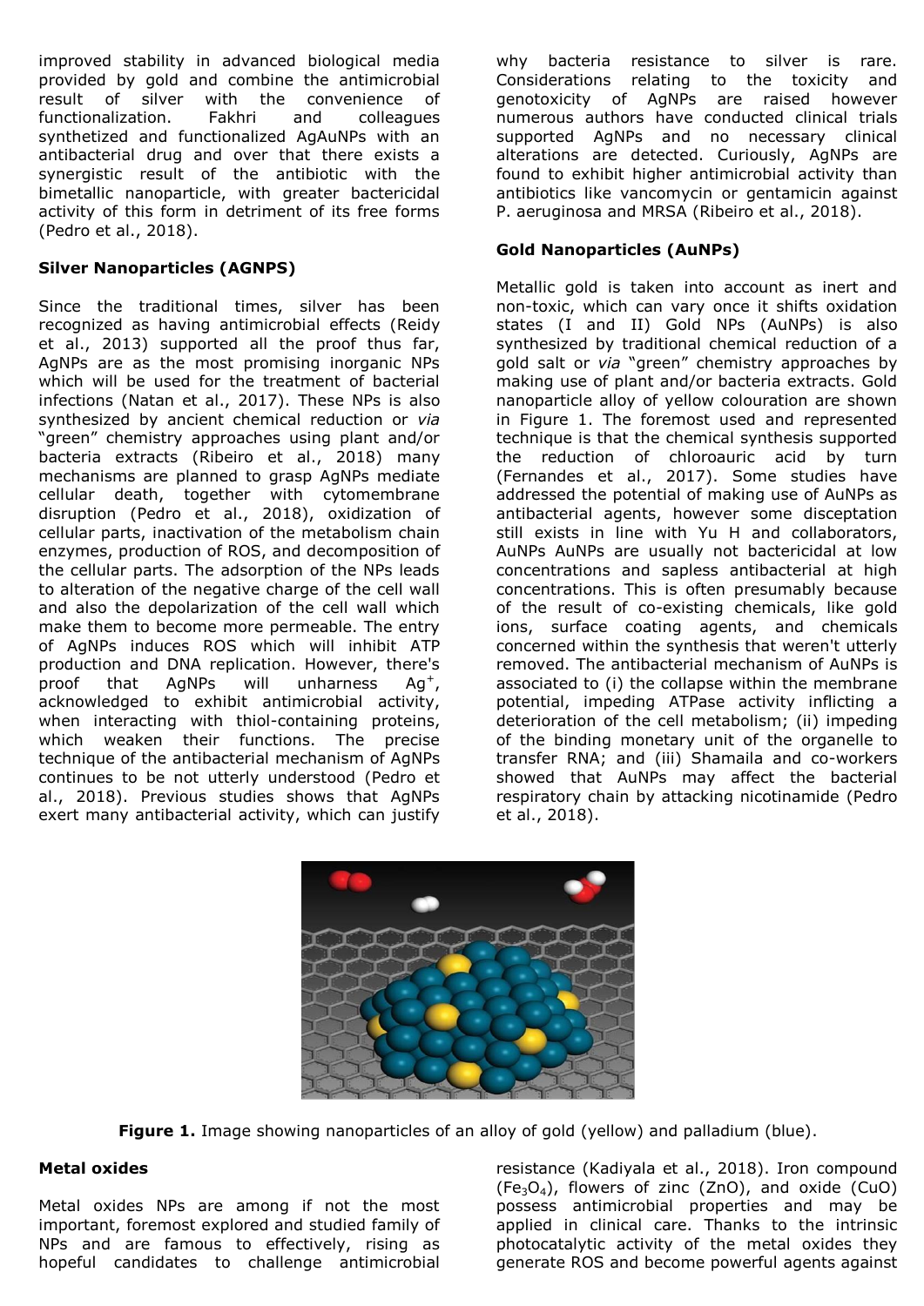improved stability in advanced biological media provided by gold and combine the antimicrobial result of silver with the convenience of functionalization. Fakhri and colleagues synthetized and functionalized AgAuNPs with an antibacterial drug and over that there exists a synergistic result of the antibiotic with the bimetallic nanoparticle, with greater bactericidal activity of this form in detriment of its free forms (Pedro et al., 2018).

**Silver Nanoparticles (AGNPS)**

Since the traditional times, silver has been recognized as having antimicrobial effects (Reidy et al., 2013) supported all the proof thus far, AgNPs are as the most promising inorganic NPs which will be used for the treatment of bacterial infections (Natan et al., 2017). These NPs is also synthesized by ancient chemical reduction or *via* "green" chemistry approaches using plant and/or bacteria extracts (Ribeiro et al., 2018) many mechanisms are planned to grasp AgNPs mediate cellular death, together with cytomembrane disruption (Pedro et al., 2018), oxidization of cellular parts, inactivation of the metabolism chain enzymes, production of ROS, and decomposition of the cellular parts. The adsorption of the NPs leads to alteration of the negative charge of the cell wall and also the depolarization of the cell wall which make them to become more permeable. The entry of AgNPs induces ROS which will inhibit ATP production and DNA replication. However, there's proof that AgNPs will unharness $Ag^{+}$, acknowledged to exhibit antimicrobial activity, when interacting with thiol-containing proteins, which weaken their functions. The precise technique of the antibacterial mechanism of AgNPs continues to be not utterly understood (Pedro et al., 2018). Previous studies shows that AgNPs exert many antibacterial activity, which can justify why bacteria resistance to silver is rare. Considerations relating to the toxicity and genotoxicity of AgNPs are raised however numerous authors have conducted clinical trials supported AgNPs and no necessary clinical alterations are detected. Curiously, AgNPs are found to exhibit higher antimicrobial activity than antibiotics like vancomycin or gentamicin against P. aeruginosa and MRSA (Ribeiro et al., 2018).

**Gold Nanoparticles (AuNPs)**

Metallic gold is taken into account as inert and non-toxic, which can vary once it shifts oxidation states (I and II) Gold NPs (AuNPs) is also synthesized by traditional chemical reduction of a gold salt or *via* "green" chemistry approaches by making use of plant and/or bacteria extracts. Gold nanoparticle alloy of yellow colouration are shown in Figure 1. The foremost used and represented technique is that the chemical synthesis supported the reduction of chloroauric acid by turn (Fernandes et al., 2017). Some studies have addressed the potential of making use of AuNPs as antibacterial agents, however some disceptation still exists in line with Yu H and collaborators, AuNPs AuNPs are usually not bactericidal at low concentrations and sapless antibacterial at high concentrations. This is often presumably because of the result of co-existing chemicals, like gold ions, surface coating agents, and chemicals concerned within the synthesis that weren't utterly removed. The antibacterial mechanism of AuNPs is associated to (i) the collapse within the membrane potential, impeding ATPase activity inflicting a deterioration of the cell metabolism; (ii) impeding of the binding monetary unit of the organelle to transfer RNA; and (iii) Shamaila and co-workers showed that AuNPs may affect the bacterial respiratory chain by attacking nicotinamide (Pedro et al., 2018).

**Figure 1.** Image showing nanoparticles of an alloy of gold (yellow) and palladium (blue).

**Metal oxides**

Metal oxides NPs are among if not the most important, foremost explored and studied family of NPs and are famous to effectively, rising as hopeful candidates to challenge antimicrobial resistance (Kadiyala et al., 2018). Iron compound ($Fe_3O_4$), flowers of zinc (ZnO), and oxide (CuO) possess antimicrobial properties and may be applied in clinical care. Thanks to the intrinsic photocatalytic activity of the metal oxides they generate ROS and become powerful agents against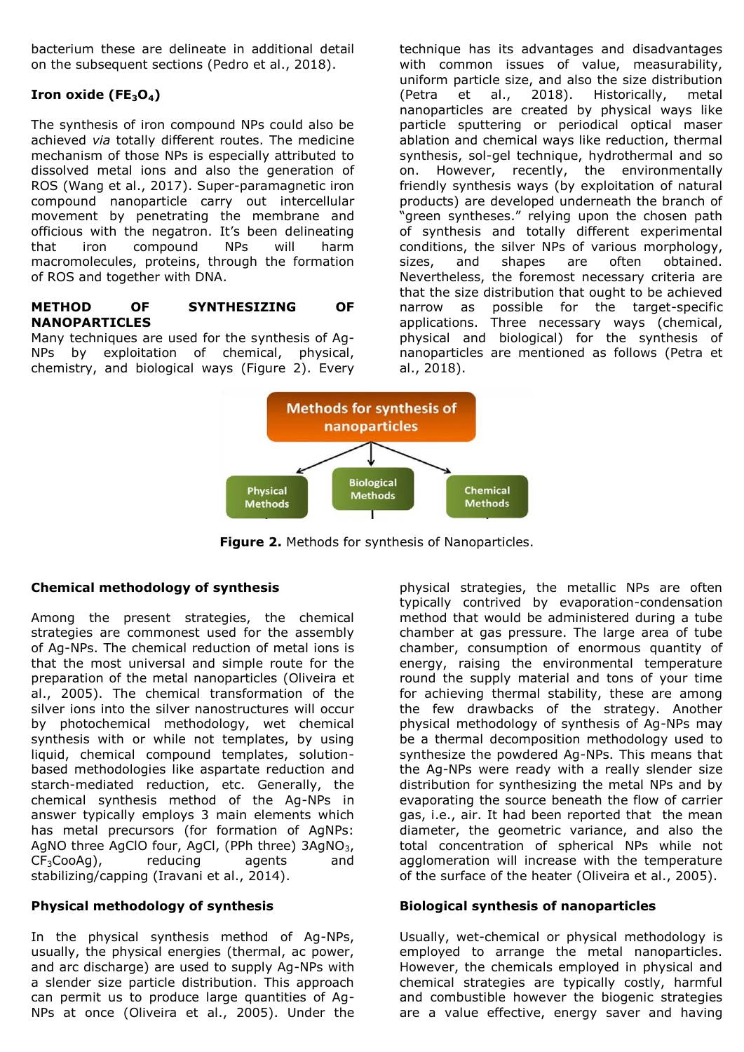bacterium these are delineate in additional detail on the subsequent sections (Pedro et al., 2018).

**Iron oxide ($FE_3O_4$)**

The synthesis of iron compound NPs could also be achieved *via* totally different routes. The medicine mechanism of those NPs is especially attributed to dissolved metal ions and also the generation of ROS (Wang et al., 2017). Super-paramagnetic iron compound nanoparticle carry out intercellular movement by penetrating the membrane and officious with the negatron. It's been delineating that iron compound NPs will harm macromolecules, proteins, through the formation of ROS and together with DNA.

## METHOD OF SYNTHESIZING OF NANOPARTICLES

Many techniques are used for the synthesis of Ag-NPs by exploitation of chemical, physical, chemistry, and biological ways (Figure 2). Every technique has its advantages and disadvantages with common issues of value, measurability, uniform particle size, and also the size distribution (Petra et al., 2018). Historically, metal nanoparticles are created by physical ways like particle sputtering or periodical optical maser ablation and chemical ways like reduction, thermal synthesis, sol-gel technique, hydrothermal and so on. However, recently, the environmentally friendly synthesis ways (by exploitation of natural products) are developed underneath the branch of "green syntheses." relying upon the chosen path of synthesis and totally different experimental conditions, the silver NPs of various morphology, sizes, and shapes are often obtained. Nevertheless, the foremost necessary criteria are that the size distribution that ought to be achieved narrow as possible for the target-specific applications. Three necessary ways (chemical, physical and biological) for the synthesis of nanoparticles are mentioned as follows (Petra et al., 2018).

Methods for synthesis of nanoparticles → Physical Methods; Biological Methods; Chemical Methods

**Figure 2.** Methods for synthesis of Nanoparticles.

### Chemical methodology of synthesis

Among the present strategies, the chemical strategies are commonest used for the assembly of Ag-NPs. The chemical reduction of metal ions is that the most universal and simple route for the preparation of the metal nanoparticles (Oliveira et al., 2005). The chemical transformation of the silver ions into the silver nanostructures will occur by photochemical methodology, wet chemical synthesis with or while not templates, by using liquid, chemical compound templates, solution-based methodologies like aspartate reduction and starch-mediated reduction, etc. Generally, the chemical synthesis method of the Ag-NPs in answer typically employs 3 main elements which has metal precursors (for formation of AgNPs: AgNO three AgClO four, AgCl, (PPh three) $3AgNO_3$, $CF_3CooAg$), reducing agents and stabilizing/capping (Iravani et al., 2014).

### Physical methodology of synthesis

In the physical synthesis method of Ag-NPs, usually, the physical energies (thermal, ac power, and arc discharge) are used to supply Ag-NPs with a slender size particle distribution. This approach can permit us to produce large quantities of Ag-NPs at once (Oliveira et al., 2005). Under the physical strategies, the metallic NPs are often typically contrived by evaporation-condensation method that would be administered during a tube chamber at gas pressure. The large area of tube chamber, consumption of enormous quantity of energy, raising the environmental temperature round the supply material and tons of your time for achieving thermal stability, these are among the few drawbacks of the strategy. Another physical methodology of synthesis of Ag-NPs may be a thermal decomposition methodology used to synthesize the powdered Ag-NPs. This means that the Ag-NPs were ready with a really slender size distribution for synthesizing the metal NPs and by evaporating the source beneath the flow of carrier gas, i.e., air. It had been reported that the mean diameter, the geometric variance, and also the total concentration of spherical NPs while not agglomeration will increase with the temperature of the surface of the heater (Oliveira et al., 2005).

### Biological synthesis of nanoparticles

Usually, wet-chemical or physical methodology is employed to arrange the metal nanoparticles. However, the chemicals employed in physical and chemical strategies are typically costly, harmful and combustible however the biogenic strategies are a value effective, energy saver and having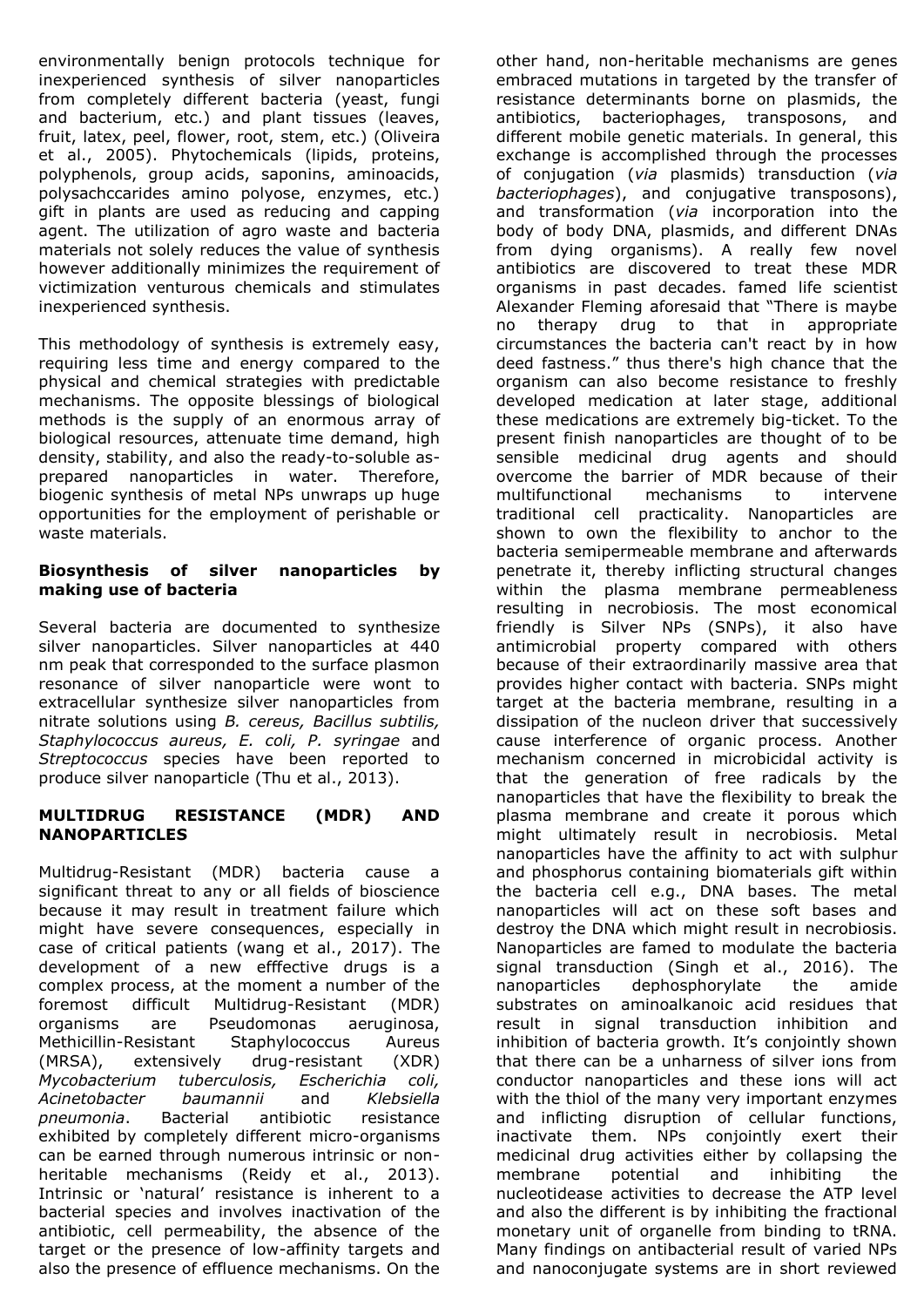environmentally benign protocols technique for inexperienced synthesis of silver nanoparticles from completely different bacteria (yeast, fungi and bacterium, etc.) and plant tissues (leaves, fruit, latex, peel, flower, root, stem, etc.) (Oliveira et al., 2005). Phytochemicals (lipids, proteins, polyphenols, group acids, saponins, aminoacids, polysachccarides amino polyose, enzymes, etc.) gift in plants are used as reducing and capping agent. The utilization of agro waste and bacteria materials not solely reduces the value of synthesis however additionally minimizes the requirement of victimization venturous chemicals and stimulates inexperienced synthesis.

This methodology of synthesis is extremely easy, requiring less time and energy compared to the physical and chemical strategies with predictable mechanisms. The opposite blessings of biological methods is the supply of an enormous array of biological resources, attenuate time demand, high density, stability, and also the ready-to-soluble as-prepared nanoparticles in water. Therefore, biogenic synthesis of metal NPs unwraps up huge opportunities for the employment of perishable or waste materials.

## Biosynthesis of silver nanoparticles by making use of bacteria

Several bacteria are documented to synthesize silver nanoparticles. Silver nanoparticles at 440 nm peak that corresponded to the surface plasmon resonance of silver nanoparticle were wont to extracellular synthesize silver nanoparticles from nitrate solutions using *B. cereus, Bacillus subtilis, Staphylococcus aureus, E. coli, P. syringae* and *Streptococcus* species have been reported to produce silver nanoparticle (Thu et al., 2013).

## MULTIDRUG RESISTANCE (MDR) AND NANOPARTICLES

Multidrug-Resistant (MDR) bacteria cause a significant threat to any or all fields of bioscience because it may result in treatment failure which might have severe consequences, especially in case of critical patients (wang et al., 2017). The development of a new efffective drugs is a complex process, at the moment a number of the foremost difficult Multidrug-Resistant (MDR) organisms are Pseudomonas aeruginosa, Methicillin-Resistant Staphylococcus Aureus (MRSA), extensively drug-resistant (XDR) *Mycobacterium tuberculosis, Escherichia coli, Acinetobacter baumannii* and *Klebsiella pneumonia*. Bacterial antibiotic resistance exhibited by completely different micro-organisms can be earned through numerous intrinsic or non-heritable mechanisms (Reidy et al., 2013). Intrinsic or 'natural' resistance is inherent to a bacterial species and involves inactivation of the antibiotic, cell permeability, the absence of the target or the presence of low-affinity targets and also the presence of effluence mechanisms. On the other hand, non-heritable mechanisms are genes embraced mutations in targeted by the transfer of resistance determinants borne on plasmids, the antibiotics, bacteriophages, transposons, and different mobile genetic materials. In general, this exchange is accomplished through the processes of conjugation (*via* plasmids) transduction (*via bacteriophages*), and conjugative transposons), and transformation (*via* incorporation into the body of body DNA, plasmids, and different DNAs from dying organisms). A really few novel antibiotics are discovered to treat these MDR organisms in past decades. famed life scientist Alexander Fleming aforesaid that "There is maybe no therapy drug to that in appropriate circumstances the bacteria can't react by in how deed fastness." thus there's high chance that the organism can also become resistance to freshly developed medication at later stage, additional these medications are extremely big-ticket. To the present finish nanoparticles are thought of to be sensible medicinal drug agents and should overcome the barrier of MDR because of their multifunctional mechanisms to intervene traditional cell practicality. Nanoparticles are shown to own the flexibility to anchor to the bacteria semipermeable membrane and afterwards penetrate it, thereby inflicting structural changes within the plasma membrane permeableness resulting in necrobiosis. The most economical friendly is Silver NPs (SNPs), it also have antimicrobial property compared with others because of their extraordinarily massive area that provides higher contact with bacteria. SNPs might target at the bacteria membrane, resulting in a dissipation of the nucleon driver that successively cause interference of organic process. Another mechanism concerned in microbicidal activity is that the generation of free radicals by the nanoparticles that have the flexibility to break the plasma membrane and create it porous which might ultimately result in necrobiosis. Metal nanoparticles have the affinity to act with sulphur and phosphorus containing biomaterials gift within the bacteria cell e.g., DNA bases. The metal nanoparticles will act on these soft bases and destroy the DNA which might result in necrobiosis. Nanoparticles are famed to modulate the bacteria signal transduction (Singh et al., 2016). The nanoparticles dephosphorylate the amide substrates on aminoalkanoic acid residues that result in signal transduction inhibition and inhibition of bacteria growth. It's conjointly shown that there can be a unharness of silver ions from conductor nanoparticles and these ions will act with the thiol of the many very important enzymes and inflicting disruption of cellular functions, inactivate them. NPs conjointly exert their medicinal drug activities either by collapsing the membrane potential and inhibiting the nucleotidease activities to decrease the ATP level and also the different is by inhibiting the fractional monetary unit of organelle from binding to tRNA. Many findings on antibacterial result of varied NPs and nanoconjugate systems are in short reviewed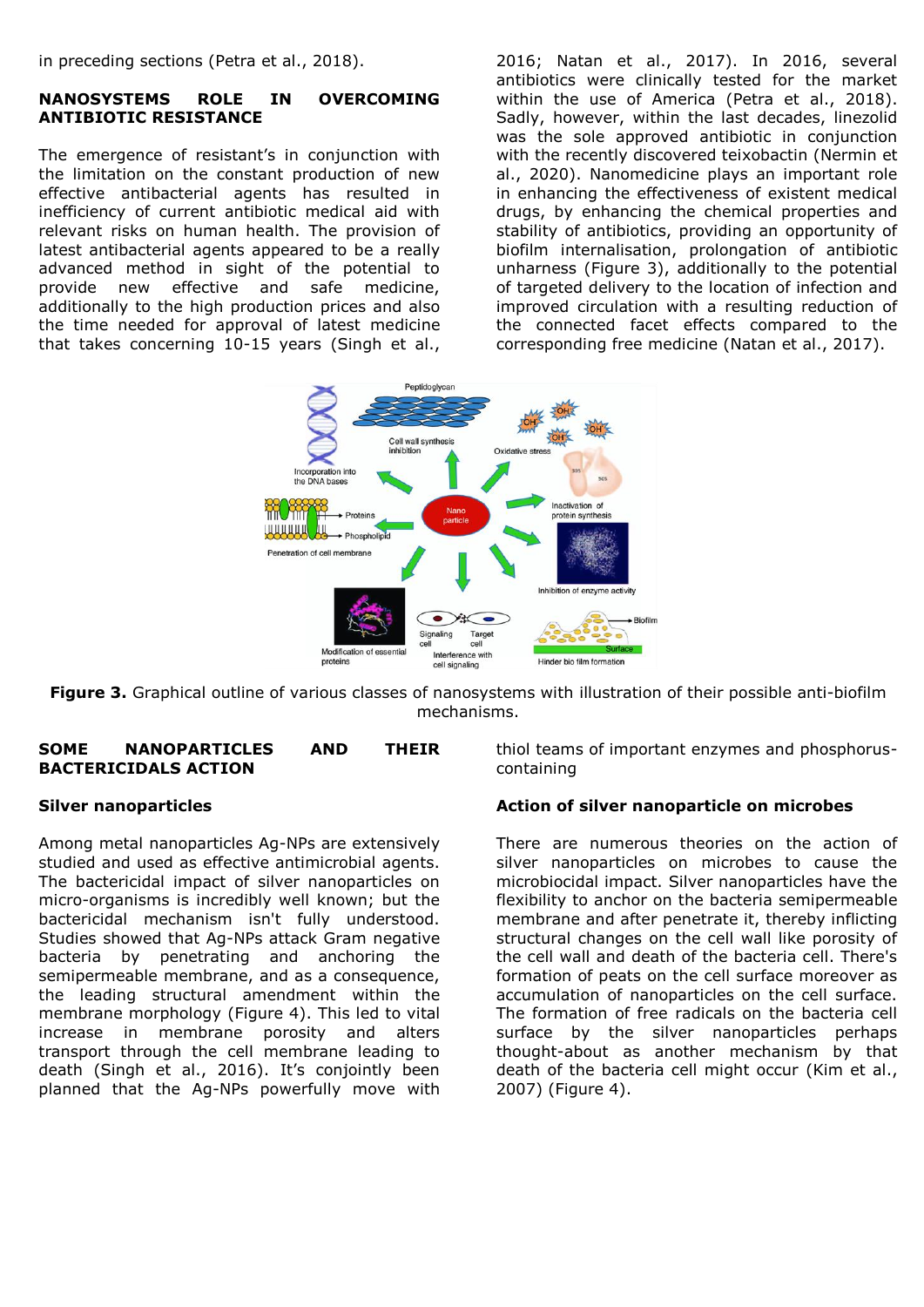in preceding sections (Petra et al., 2018).

## NANOSYSTEMS ROLE IN OVERCOMING ANTIBIOTIC RESISTANCE

The emergence of resistant's in conjunction with the limitation on the constant production of new effective antibacterial agents has resulted in inefficiency of current antibiotic medical aid with relevant risks on human health. The provision of latest antibacterial agents appeared to be a really advanced method in sight of the potential to provide new effective and safe medicine, additionally to the high production prices and also the time needed for approval of latest medicine that takes concerning 10-15 years (Singh et al., 2016; Natan et al., 2017). In 2016, several antibiotics were clinically tested for the market within the use of America (Petra et al., 2018). Sadly, however, within the last decades, linezolid was the sole approved antibiotic in conjunction with the recently discovered teixobactin (Nermin et al., 2020). Nanomedicine plays an important role in enhancing the effectiveness of existent medical drugs, by enhancing the chemical properties and stability of antibiotics, providing an opportunity of biofilm internalisation, prolongation of antibiotic unharness (Figure 3), additionally to the potential of targeted delivery to the location of infection and improved circulation with a resulting reduction of the connected facet effects compared to the corresponding free medicine (Natan et al., 2017).

**Figure 3.** Graphical outline of various classes of nanosystems with illustration of their possible anti-biofilm mechanisms.

## SOME NANOPARTICLES AND THEIR BACTERICIDALS ACTION

### Silver nanoparticles

Among metal nanoparticles Ag-NPs are extensively studied and used as effective antimicrobial agents. The bactericidal impact of silver nanoparticles on micro-organisms is incredibly well known; but the bactericidal mechanism isn't fully understood. Studies showed that Ag-NPs attack Gram negative bacteria by penetrating and anchoring the semipermeable membrane, and as a consequence, the leading structural amendment within the membrane morphology (Figure 4). This led to vital increase in membrane porosity and alters transport through the cell membrane leading to death (Singh et al., 2016). It's conjointly been planned that the Ag-NPs powerfully move with thiol teams of important enzymes and phosphorus-containing

### Action of silver nanoparticle on microbes

There are numerous theories on the action of silver nanoparticles on microbes to cause the microbiocidal impact. Silver nanoparticles have the flexibility to anchor on the bacteria semipermeable membrane and after penetrate it, thereby inflicting structural changes on the cell wall like porosity of the cell wall and death of the bacteria cell. There's formation of peats on the cell surface moreover as accumulation of nanoparticles on the cell surface. The formation of free radicals on the bacteria cell surface by the silver nanoparticles perhaps thought-about as another mechanism by that death of the bacteria cell might occur (Kim et al., 2007) (Figure 4).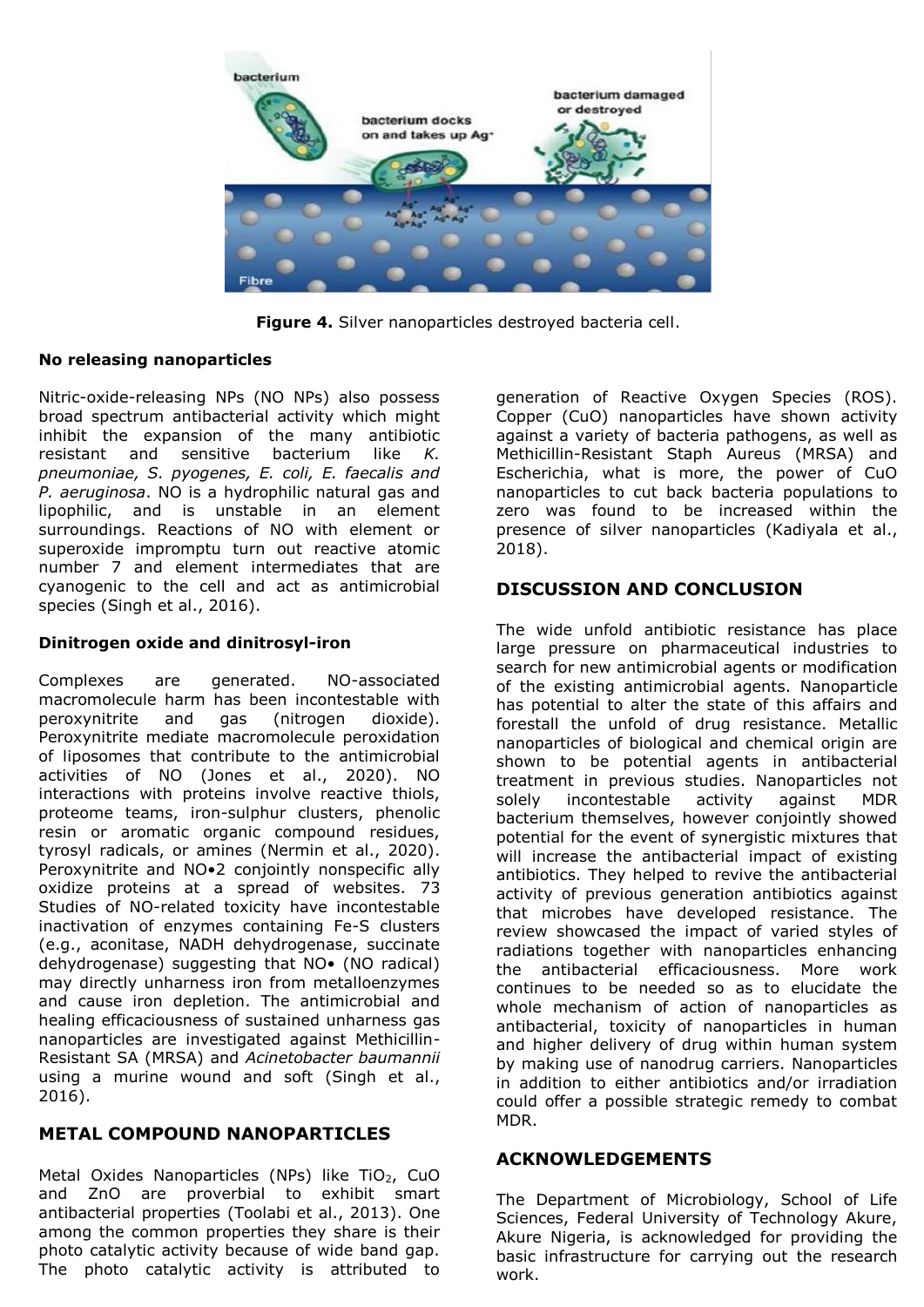**Figure 4.** Silver nanoparticles destroyed bacteria cell.

### No releasing nanoparticles

Nitric-oxide-releasing NPs (NO NPs) also possess broad spectrum antibacterial activity which might inhibit the expansion of the many antibiotic resistant and sensitive bacterium like *K. pneumoniae, S. pyogenes, E. coli, E. faecalis and P. aeruginosa*. NO is a hydrophilic natural gas and lipophilic, and is unstable in an element surroundings. Reactions of NO with element or superoxide impromptu turn out reactive atomic number 7 and element intermediates that are cyanogenic to the cell and act as antimicrobial species (Singh et al., 2016).

### Dinitrogen oxide and dinitrosyl-iron

Complexes are generated. NO-associated macromolecule harm has been incontestable with peroxynitrite and gas (nitrogen dioxide). Peroxynitrite mediate macromolecule peroxidation of liposomes that contribute to the antimicrobial activities of NO (Jones et al., 2020). NO interactions with proteins involve reactive thiols, proteome teams, iron-sulphur clusters, phenolic resin or aromatic organic compound residues, tyrosyl radicals, or amines (Nermin et al., 2020). Peroxynitrite and NO•2 conjointly nonspecific ally oxidize proteins at a spread of websites. 73 Studies of NO-related toxicity have incontestable inactivation of enzymes containing Fe-S clusters (e.g., aconitase, NADH dehydrogenase, succinate dehydrogenase) suggesting that NO• (NO radical) may directly unharness iron from metalloenzymes and cause iron depletion. The antimicrobial and healing efficaciousness of sustained unharness gas nanoparticles are investigated against Methicillin-Resistant SA (MRSA) and *Acinetobacter baumannii* using a murine wound and soft (Singh et al., 2016).

## METAL COMPOUND NANOPARTICLES

Metal Oxides Nanoparticles (NPs) like $TiO_2$, CuO and ZnO are proverbial to exhibit smart antibacterial properties (Toolabi et al., 2013). One among the common properties they share is their photo catalytic activity because of wide band gap. The photo catalytic activity is attributed to generation of Reactive Oxygen Species (ROS). Copper (CuO) nanoparticles have shown activity against a variety of bacteria pathogens, as well as Methicillin-Resistant Staph Aureus (MRSA) and Escherichia, what is more, the power of CuO nanoparticles to cut back bacteria populations to zero was found to be increased within the presence of silver nanoparticles (Kadiyala et al., 2018).

## DISCUSSION AND CONCLUSION

The wide unfold antibiotic resistance has place large pressure on pharmaceutical industries to search for new antimicrobial agents or modification of the existing antimicrobial agents. Nanoparticle has potential to alter the state of this affairs and forestall the unfold of drug resistance. Metallic nanoparticles of biological and chemical origin are shown to be potential agents in antibacterial treatment in previous studies. Nanoparticles not solely incontestable activity against MDR bacterium themselves, however conjointly showed potential for the event of synergistic mixtures that will increase the antibacterial impact of existing antibiotics. They helped to revive the antibacterial activity of previous generation antibiotics against that microbes have developed resistance. The review showcased the impact of varied styles of radiations together with nanoparticles enhancing the antibacterial efficaciousness. More work continues to be needed so as to elucidate the whole mechanism of action of nanoparticles as antibacterial, toxicity of nanoparticles in human and higher delivery of drug within human system by making use of nanodrug carriers. Nanoparticles in addition to either antibiotics and/or irradiation could offer a possible strategic remedy to combat MDR.

## ACKNOWLEDGEMENTS

The Department of Microbiology, School of Life Sciences, Federal University of Technology Akure, Akure Nigeria, is acknowledged for providing the basic infrastructure for carrying out the research work.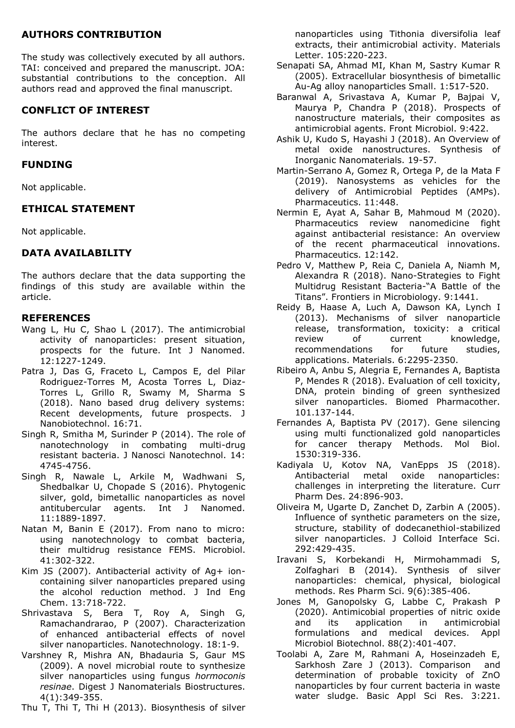## AUTHORS CONTRIBUTION

The study was collectively executed by all authors. TAI: conceived and prepared the manuscript. JOA: substantial contributions to the conception. All authors read and approved the final manuscript.

## CONFLICT OF INTEREST

The authors declare that he has no competing interest.

## FUNDING

Not applicable.

## ETHICAL STATEMENT

Not applicable.

## DATA AVAILABILITY

The authors declare that the data supporting the findings of this study are available within the article.

## REFERENCES

Wang L, Hu C, Shao L (2017). The antimicrobial activity of nanoparticles: present situation, prospects for the future. Int J Nanomed. 12:1227-1249.

Patra J, Das G, Fraceto L, Campos E, del Pilar Rodriguez-Torres M, Acosta Torres L, Diaz-Torres L, Grillo R, Swamy M, Sharma S (2018). Nano based drug delivery systems: Recent developments, future prospects. J Nanobiotechnol. 16:71.

Singh R, Smitha M, Surinder P (2014). The role of nanotechnology in combating multi-drug resistant bacteria. J Nanosci Nanotechnol. 14: 4745-4756.

Singh R, Nawale L, Arkile M, Wadhwani S, Shedbalkar U, Chopade S (2016). Phytogenic silver, gold, bimetallic nanoparticles as novel antitubercular agents. Int J Nanomed. 11:1889-1897.

Natan M, Banin E (2017). From nano to micro: using nanotechnology to combat bacteria, their multidrug resistance FEMS. Microbiol. 41:302-322.

Kim JS (2007). Antibacterial activity of Ag+ ion-containing silver nanoparticles prepared using the alcohol reduction method. J Ind Eng Chem. 13:718-722.

Shrivastava S, Bera T, Roy A, Singh G, Ramachandrarao, P (2007). Characterization of enhanced antibacterial effects of novel silver nanoparticles. Nanotechnology. 18:1-9.

Varshney R, Mishra AN, Bhadauria S, Gaur MS (2009). A novel microbial route to synthesize silver nanoparticles using fungus *hormoconis resinae*. Digest J Nanomaterials Biostructures. 4(1):349-355.

Thu T, Thi T, Thi H (2013). Biosynthesis of silver nanoparticles using Tithonia diversifolia leaf extracts, their antimicrobial activity. Materials Letter. 105:220-223.

Senapati SA, Ahmad MI, Khan M, Sastry Kumar R (2005). Extracellular biosynthesis of bimetallic Au-Ag alloy nanoparticles Small. 1:517-520.

Baranwal A, Srivastava A, Kumar P, Bajpai V, Maurya P, Chandra P (2018). Prospects of nanostructure materials, their composites as antimicrobial agents. Front Microbiol. 9:422.

Ashik U, Kudo S, Hayashi J (2018). An Overview of metal oxide nanostructures. Synthesis of Inorganic Nanomaterials. 19-57.

Martin-Serrano A, Gomez R, Ortega P, de la Mata F (2019). Nanosystems as vehicles for the delivery of Antimicrobial Peptides (AMPs). Pharmaceutics. 11:448.

Nermin E, Ayat A, Sahar B, Mahmoud M (2020). Pharmaceutics review nanomedicine fight against antibacterial resistance: An overview of the recent pharmaceutical innovations. Pharmaceutics. 12:142.

Pedro V, Matthew P, Reia C, Daniela A, Niamh M, Alexandra R (2018). Nano-Strategies to Fight Multidrug Resistant Bacteria-"A Battle of the Titans". Frontiers in Microbiology. 9:1441.

Reidy B, Haase A, Luch A, Dawson KA, Lynch I (2013). Mechanisms of silver nanoparticle release, transformation, toxicity: a critical review of current knowledge, recommendations for future studies, applications. Materials. 6:2295-2350.

Ribeiro A, Anbu S, Alegria E, Fernandes A, Baptista P, Mendes R (2018). Evaluation of cell toxicity, DNA, protein binding of green synthesized silver nanoparticles. Biomed Pharmacother. 101.137-144.

Fernandes A, Baptista PV (2017). Gene silencing using multi functionalized gold nanoparticles for cancer therapy Methods. Mol Biol. 1530:319-336.

Kadiyala U, Kotov NA, VanEpps JS (2018). Antibacterial metal oxide nanoparticles: challenges in interpreting the literature. Curr Pharm Des. 24:896-903.

Oliveira M, Ugarte D, Zanchet D, Zarbin A (2005). Influence of synthetic parameters on the size, structure, stability of dodecanethiol-stabilized silver nanoparticles. J Colloid Interface Sci. 292:429-435.

Iravani S, Korbekandi H, Mirmohammadi S, Zolfaghari B (2014). Synthesis of silver nanoparticles: chemical, physical, biological methods. Res Pharm Sci. 9(6):385-406.

Jones M, Ganopolsky G, Labbe C, Prakash P (2020). Antimicobial properties of nitric oxide and its application in antimicrobial formulations and medical devices. Appl Microbiol Biotechnol. 88(2):401-407.

Toolabi A, Zare M, Rahmani A, Hoseinzadeh E, Sarkhosh Zare J (2013). Comparison and determination of probable toxicity of ZnO nanoparticles by four current bacteria in waste water sludge. Basic Appl Sci Res. 3:221.